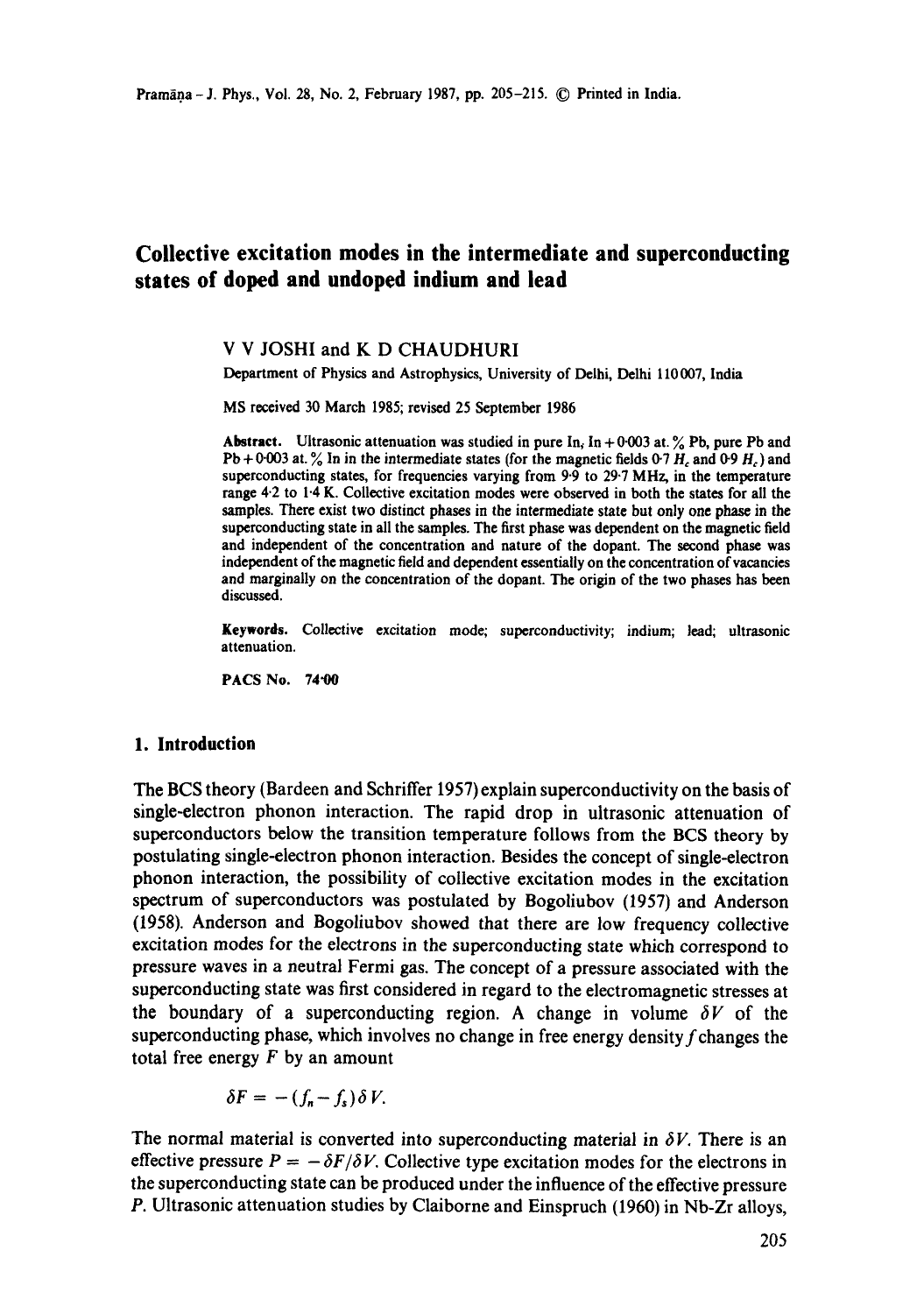# Collective excitation modes in the intermediate and superconducting states of doped and undoped indium and lead

V V JOSHI and K D CHAUDHURI

Department of Physics and Astrophysics, University of Delhi, Delhi 110007, India

MS received 30 March 1985; revised 25 September 1986

**Abstract.** Ultrasonic attenuation was studied in pure In, In + 0·003 at.% Pb, pure Pb and Pb + 0·003 at.% In in the intermediate states (for the magnetic fields 0·7 $H_c$ and 0·9 $H_c$) and superconducting states, for frequencies varying from 9·9 to 29·7 MHz, in the temperature range 4·2 to 1·4 K. Collective excitation modes were observed in both the states for all the samples. There exist two distinct phases in the intermediate state but only one phase in the superconducting state in all the samples. The first phase was dependent on the magnetic field and independent of the concentration and nature of the dopant. The second phase was independent of the magnetic field and dependent essentially on the concentration of vacancies and marginally on the concentration of the dopant. The origin of the two phases has been discussed.

**Keywords.** Collective excitation mode; superconductivity; indium; lead; ultrasonic attenuation.

**PACS No.** 74·00

## 1. Introduction

The BCS theory (Bardeen and Schriffer 1957) explain superconductivity on the basis of single-electron phonon interaction. The rapid drop in ultrasonic attenuation of superconductors below the transition temperature follows from the BCS theory by postulating single-electron phonon interaction. Besides the concept of single-electron phonon interaction, the possibility of collective excitation modes in the excitation spectrum of superconductors was postulated by Bogoliubov (1957) and Anderson (1958). Anderson and Bogoliubov showed that there are low frequency collective excitation modes for the electrons in the superconducting state which correspond to pressure waves in a neutral Fermi gas. The concept of a pressure associated with the superconducting state was first considered in regard to the electromagnetic stresses at the boundary of a superconducting region. A change in volume $\delta V$ of the superconducting phase, which involves no change in free energy density $f$ changes the total free energy $F$ by an amount

$$\delta F = -(f_n - f_s)\delta V.$$

The normal material is converted into superconducting material in $\delta V$. There is an effective pressure $P = -\delta F/\delta V$. Collective type excitation modes for the electrons in the superconducting state can be produced under the influence of the effective pressure $P$. Ultrasonic attenuation studies by Claiborne and Einspruch (1960) in Nb-Zr alloys,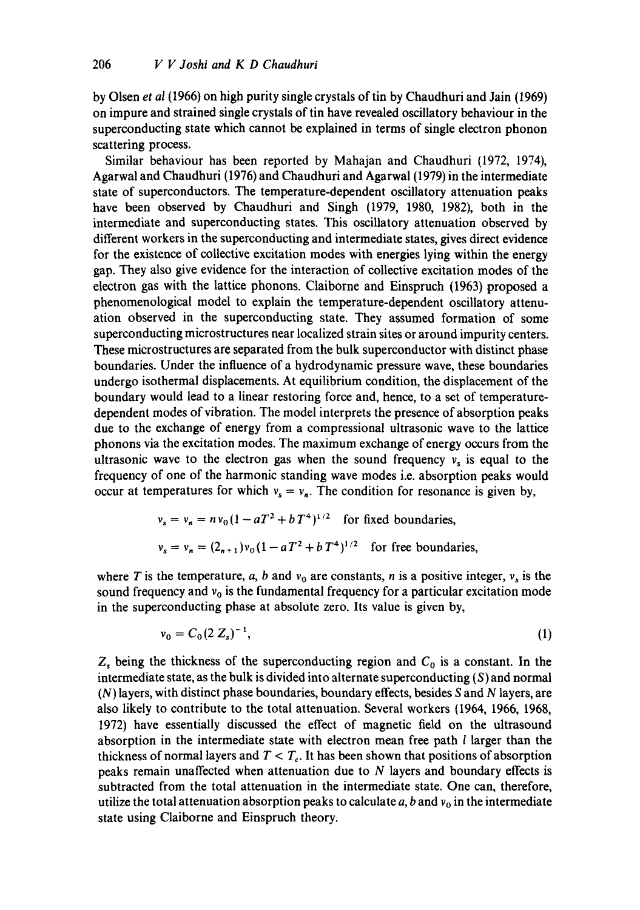by Olsen *et al* (1966) on high purity single crystals of tin by Chaudhuri and Jain (1969) on impure and strained single crystals of tin have revealed oscillatory behaviour in the superconducting state which cannot be explained in terms of single electron phonon scattering process.

Similar behaviour has been reported by Mahajan and Chaudhuri (1972, 1974), Agarwal and Chaudhuri (1976) and Chaudhuri and Agarwal (1979) in the intermediate state of superconductors. The temperature-dependent oscillatory attenuation peaks have been observed by Chaudhuri and Singh (1979, 1980, 1982), both in the intermediate and superconducting states. This oscillatory attenuation observed by different workers in the superconducting and intermediate states, gives direct evidence for the existence of collective excitation modes with energies lying within the energy gap. They also give evidence for the interaction of collective excitation modes of the electron gas with the lattice phonons. Claiborne and Einspruch (1963) proposed a phenomenological model to explain the temperature-dependent oscillatory attenuation observed in the superconducting state. They assumed formation of some superconducting microstructures near localized strain sites or around impurity centers. These microstructures are separated from the bulk superconductor with distinct phase boundaries. Under the influence of a hydrodynamic pressure wave, these boundaries undergo isothermal displacements. At equilibrium condition, the displacement of the boundary would lead to a linear restoring force and, hence, to a set of temperature-dependent modes of vibration. The model interprets the presence of absorption peaks due to the exchange of energy from a compressional ultrasonic wave to the lattice phonons via the excitation modes. The maximum exchange of energy occurs from the ultrasonic wave to the electron gas when the sound frequency $\nu_s$ is equal to the frequency of one of the harmonic standing wave modes i.e. absorption peaks would occur at temperatures for which $\nu_s = \nu_n$. The condition for resonance is given by,

$$\nu_s = \nu_n = n\,\nu_0 (1 - aT^2 + bT^4)^{1/2} \quad \text{for fixed boundaries,}$$

$$\nu_s = \nu_n = (2_{n+1})\nu_0 (1 - aT^2 + bT^4)^{1/2} \quad \text{for free boundaries,}$$

where $T$ is the temperature, $a$, $b$ and $\nu_0$ are constants, $n$ is a positive integer, $\nu_s$ is the sound frequency and $\nu_0$ is the fundamental frequency for a particular excitation mode in the superconducting phase at absolute zero. Its value is given by,

$$\nu_0 = C_0 (2\,Z_s)^{-1}, \tag{1}$$

$Z_s$ being the thickness of the superconducting region and $C_0$ is a constant. In the intermediate state, as the bulk is divided into alternate superconducting ($S$) and normal ($N$) layers, with distinct phase boundaries, boundary effects, besides $S$ and $N$ layers, are also likely to contribute to the total attenuation. Several workers (1964, 1966, 1968, 1972) have essentially discussed the effect of magnetic field on the ultrasound absorption in the intermediate state with electron mean free path $l$ larger than the thickness of normal layers and $T < T_c$. It has been shown that positions of absorption peaks remain unaffected when attenuation due to $N$ layers and boundary effects is subtracted from the total attenuation in the intermediate state. One can, therefore, utilize the total attenuation absorption peaks to calculate $a$, $b$ and $\nu_0$ in the intermediate state using Claiborne and Einspruch theory.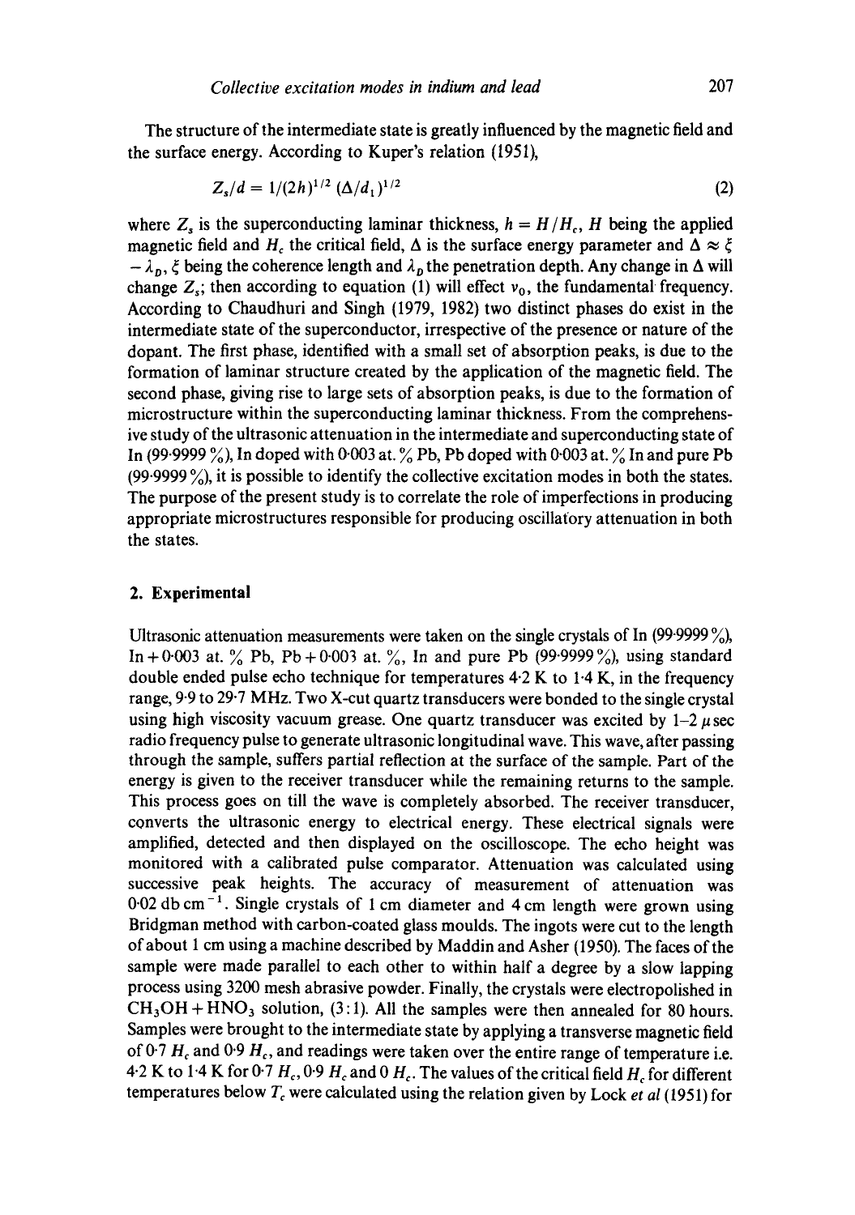The structure of the intermediate state is greatly influenced by the magnetic field and the surface energy. According to Kuper's relation (1951),

$$Z_s/d = 1/(2h)^{1/2}\,(\Delta/d_1)^{1/2} \tag{2}$$

where $Z_s$ is the superconducting laminar thickness, $h = H/H_c$, $H$ being the applied magnetic field and $H_c$ the critical field, $\Delta$ is the surface energy parameter and $\Delta \approx \xi - \lambda_D$, $\xi$ being the coherence length and $\lambda_D$ the penetration depth. Any change in $\Delta$ will change $Z_s$; then according to equation (1) will effect $\nu_0$, the fundamental frequency. According to Chaudhuri and Singh (1979, 1982) two distinct phases do exist in the intermediate state of the superconductor, irrespective of the presence or nature of the dopant. The first phase, identified with a small set of absorption peaks, is due to the formation of laminar structure created by the application of the magnetic field. The second phase, giving rise to large sets of absorption peaks, is due to the formation of microstructure within the superconducting laminar thickness. From the comprehensive study of the ultrasonic attenuation in the intermediate and superconducting state of In (99·9999 %), In doped with 0·003 at. % Pb, Pb doped with 0·003 at. % In and pure Pb (99·9999 %), it is possible to identify the collective excitation modes in both the states. The purpose of the present study is to correlate the role of imperfections in producing appropriate microstructures responsible for producing oscillatory attenuation in both the states.

## 2. Experimental

Ultrasonic attenuation measurements were taken on the single crystals of In (99·9999 %), In + 0·003 at. % Pb, Pb + 0·003 at. %, In and pure Pb (99·9999 %), using standard double ended pulse echo technique for temperatures 4·2 K to 1·4 K, in the frequency range, 9·9 to 29·7 MHz. Two X-cut quartz transducers were bonded to the single crystal using high viscosity vacuum grease. One quartz transducer was excited by 1–2 $\mu$sec radio frequency pulse to generate ultrasonic longitudinal wave. This wave, after passing through the sample, suffers partial reflection at the surface of the sample. Part of the energy is given to the receiver transducer while the remaining returns to the sample. This process goes on till the wave is completely absorbed. The receiver transducer, converts the ultrasonic energy to electrical energy. These electrical signals were amplified, detected and then displayed on the oscilloscope. The echo height was monitored with a calibrated pulse comparator. Attenuation was calculated using successive peak heights. The accuracy of measurement of attenuation was 0·02 db cm$^{-1}$. Single crystals of 1 cm diameter and 4 cm length were grown using Bridgman method with carbon-coated glass moulds. The ingots were cut to the length of about 1 cm using a machine described by Maddin and Asher (1950). The faces of the sample were made parallel to each other to within half a degree by a slow lapping process using 3200 mesh abrasive powder. Finally, the crystals were electropolished in $CH_3OH + HNO_3$ solution, (3:1). All the samples were then annealed for 80 hours. Samples were brought to the intermediate state by applying a transverse magnetic field of 0·7 $H_c$ and 0·9 $H_c$, and readings were taken over the entire range of temperature i.e. 4·2 K to 1·4 K for 0·7 $H_c$, 0·9 $H_c$ and 0 $H_c$. The values of the critical field $H_c$ for different temperatures below $T_c$ were calculated using the relation given by Lock *et al* (1951) for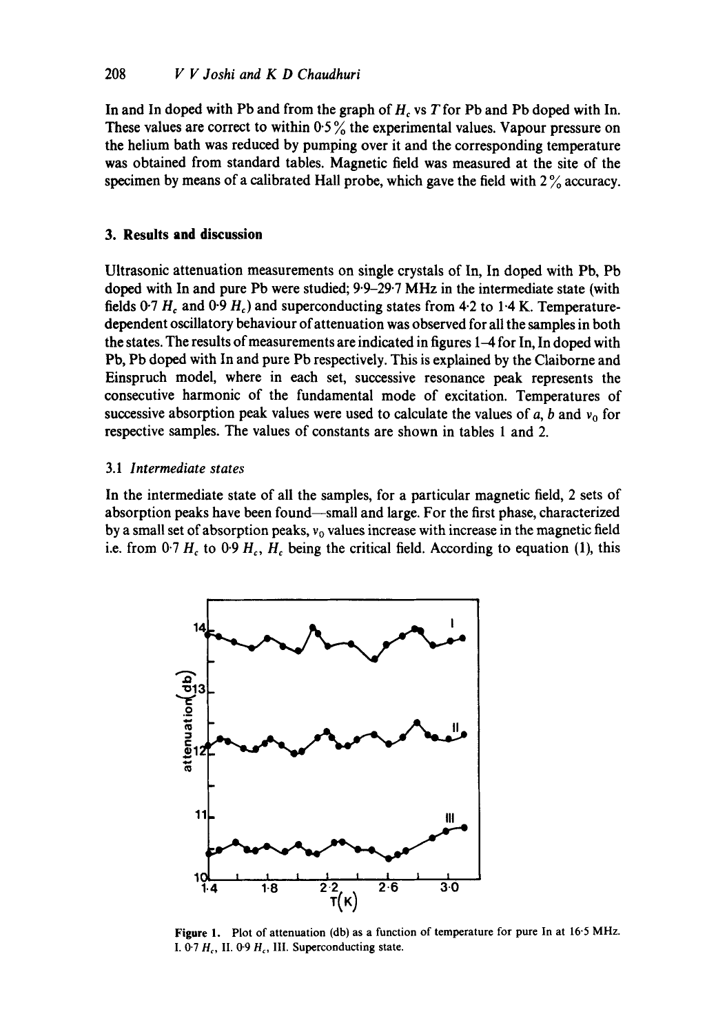In and In doped with Pb and from the graph of $H_c$ vs $T$ for Pb and Pb doped with In. These values are correct to within 0·5 % the experimental values. Vapour pressure on the helium bath was reduced by pumping over it and the corresponding temperature was obtained from standard tables. Magnetic field was measured at the site of the specimen by means of a calibrated Hall probe, which gave the field with 2 % accuracy.

## 3. Results and discussion

Ultrasonic attenuation measurements on single crystals of In, In doped with Pb, Pb doped with In and pure Pb were studied; 9·9–29·7 MHz in the intermediate state (with fields 0·7 $H_c$ and 0·9 $H_c$) and superconducting states from 4·2 to 1·4 K. Temperature-dependent oscillatory behaviour of attenuation was observed for all the samples in both the states. The results of measurements are indicated in figures 1–4 for In, In doped with Pb, Pb doped with In and pure Pb respectively. This is explained by the Claiborne and Einspruch model, where in each set, successive resonance peak represents the consecutive harmonic of the fundamental mode of excitation. Temperatures of successive absorption peak values were used to calculate the values of $a$, $b$ and $v_0$ for respective samples. The values of constants are shown in tables 1 and 2.

### 3.1 *Intermediate states*

In the intermediate state of all the samples, for a particular magnetic field, 2 sets of absorption peaks have been found—small and large. For the first phase, characterized by a small set of absorption peaks, $v_0$ values increase with increase in the magnetic field i.e. from 0·7 $H_c$ to 0·9 $H_c$, $H_c$ being the critical field. According to equation (1), this

**Figure 1.** Plot of attenuation (db) as a function of temperature for pure In at 16·5 MHz. I. 0·7 $H_c$, II. 0·9 $H_c$, III. Superconducting state.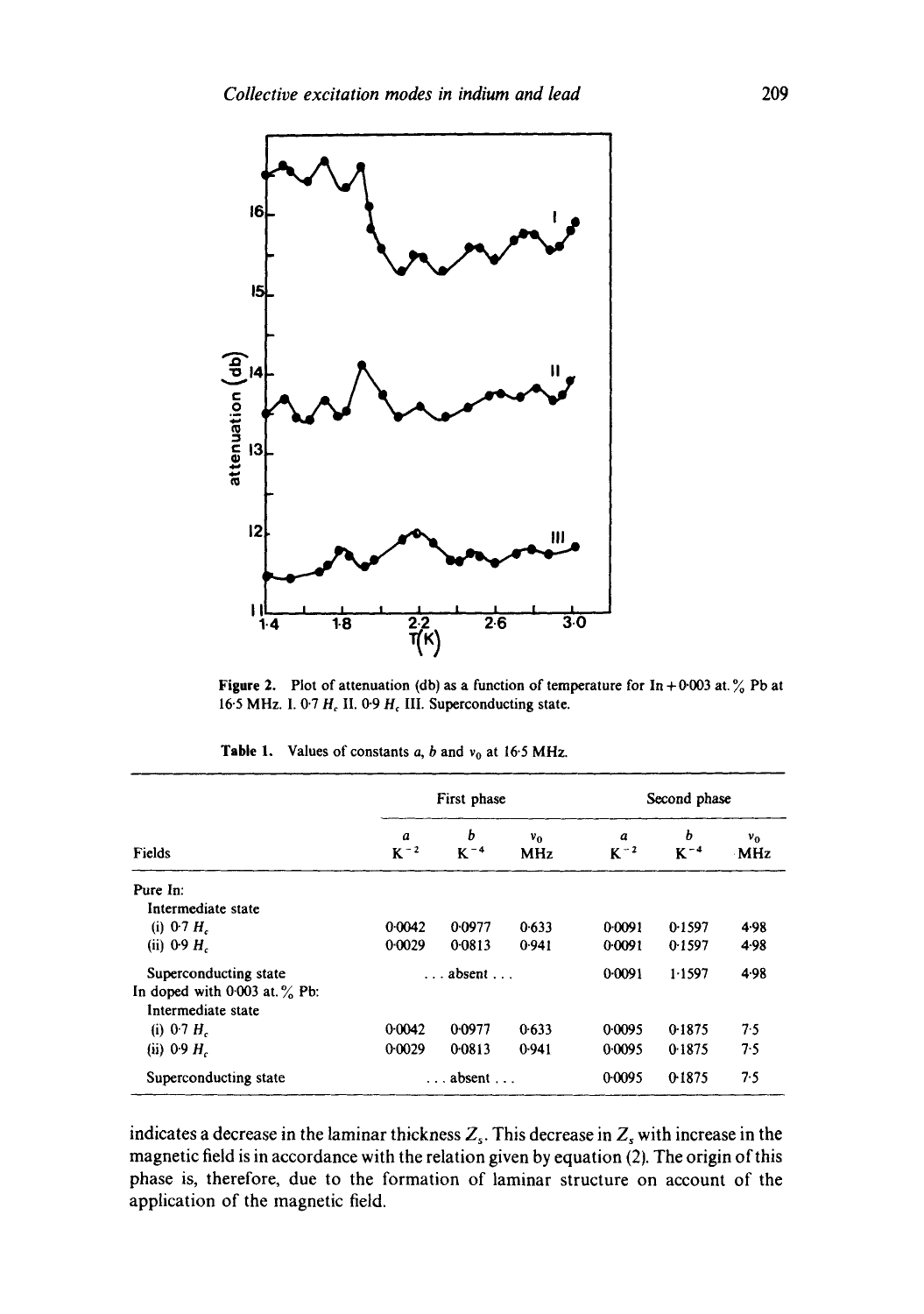**Figure 2.** Plot of attenuation (db) as a function of temperature for In + 0·003 at. % Pb at 16·5 MHz. I. 0·7 $H_c$ II. 0·9 $H_c$ III. Superconducting state.

**Table 1.** Values of constants $a$, $b$ and $v_0$ at 16·5 MHz.

| Fields | First phase | | | Second phase | | |
|---|---|---|---|---|---|---|
| | $a$ $K^{-2}$ | $b$ $K^{-4}$ | $v_0$ MHz | $a$ $K^{-2}$ | $b$ $K^{-4}$ | $v_0$ MHz |
| Pure In: | | | | | | |
| Intermediate state | | | | | | |
| (i) 0·7 $H_c$ | 0·0042 | 0·0977 | 0·633 | 0·0091 | 0·1597 | 4·98 |
| (ii) 0·9 $H_c$ | 0·0029 | 0·0813 | 0·941 | 0·0091 | 0·1597 | 4·98 |
| Superconducting state | | ... absent ... | | 0·0091 | 1·1597 | 4·98 |
| In doped with 0·003 at. % Pb: | | | | | | |
| Intermediate state | | | | | | |
| (i) 0·7 $H_c$ | 0·0042 | 0·0977 | 0·633 | 0·0095 | 0·1875 | 7·5 |
| (ii) 0·9 $H_c$ | 0·0029 | 0·0813 | 0·941 | 0·0095 | 0·1875 | 7·5 |
| Superconducting state | | ... absent ... | | 0·0095 | 0·1875 | 7·5 |

indicates a decrease in the laminar thickness $Z_s$. This decrease in $Z_s$ with increase in the magnetic field is in accordance with the relation given by equation (2). The origin of this phase is, therefore, due to the formation of laminar structure on account of the application of the magnetic field.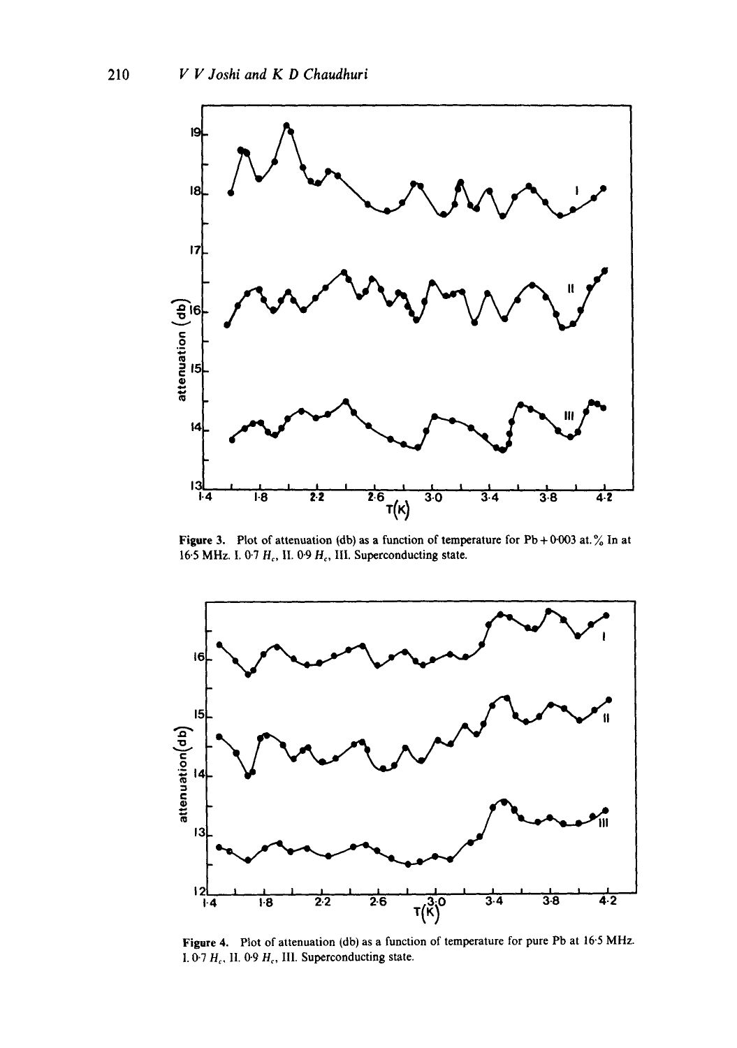Figure 3. Plot of attenuation (db) as a function of temperature for Pb + 0·003 at.% In at 16·5 MHz. I. 0·7 $H_c$, II. 0·9 $H_c$, III. Superconducting state.

Figure 4. Plot of attenuation (db) as a function of temperature for pure Pb at 16·5 MHz. I. 0·7 $H_c$, II. 0·9 $H_c$, III. Superconducting state.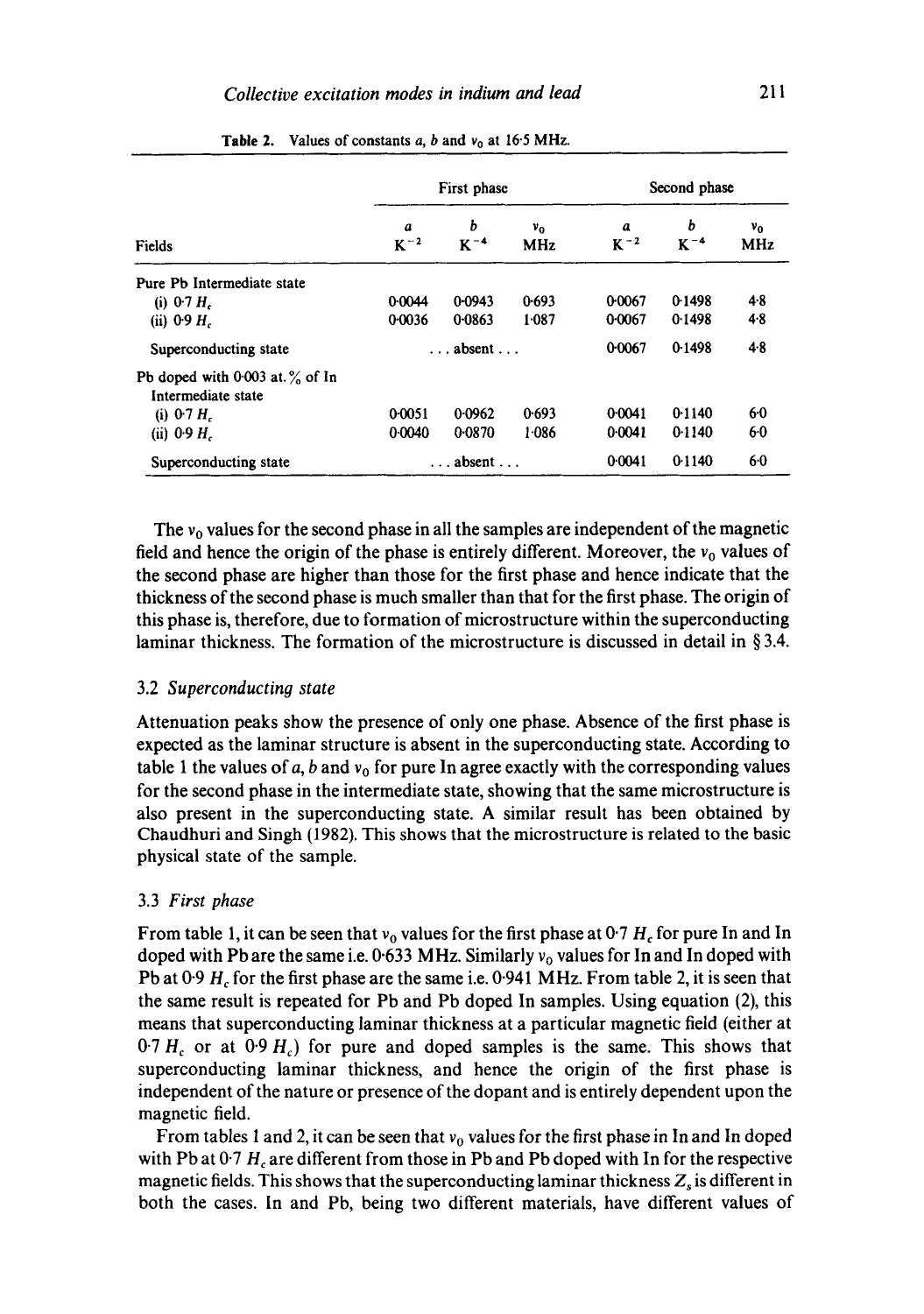**Table 2.** Values of constants $a$, $b$ and $\nu_0$ at 16·5 MHz.

| Fields | First phase | | | Second phase | | |
|---|---|---|---|---|---|---|
| | $a$ $K^{-2}$ | $b$ $K^{-4}$ | $\nu_0$ MHz | $a$ $K^{-2}$ | $b$ $K^{-4}$ | $\nu_0$ MHz |
| Pure Pb Intermediate state | | | | | | |
| (i) 0·7 $H_c$ | 0·0044 | 0·0943 | 0·693 | 0·0067 | 0·1498 | 4·8 |
| (ii) 0·9 $H_c$ | 0·0036 | 0·0863 | 1·087 | 0·0067 | 0·1498 | 4·8 |
| Superconducting state | | ... absent ... | | 0·0067 | 0·1498 | 4·8 |
| Pb doped with 0·003 at.% of In Intermediate state | | | | | | |
| (i) 0·7 $H_c$ | 0·0051 | 0·0962 | 0·693 | 0·0041 | 0·1140 | 6·0 |
| (ii) 0·9 $H_c$ | 0·0040 | 0·0870 | 1·086 | 0·0041 | 0·1140 | 6·0 |
| Superconducting state | | ... absent ... | | 0·0041 | 0·1140 | 6·0 |

The $\nu_0$ values for the second phase in all the samples are independent of the magnetic field and hence the origin of the phase is entirely different. Moreover, the $\nu_0$ values of the second phase are higher than those for the first phase and hence indicate that the thickness of the second phase is much smaller than that for the first phase. The origin of this phase is, therefore, due to formation of microstructure within the superconducting laminar thickness. The formation of the microstructure is discussed in detail in § 3.4.

### 3.2 *Superconducting state*

Attenuation peaks show the presence of only one phase. Absence of the first phase is expected as the laminar structure is absent in the superconducting state. According to table 1 the values of $a$, $b$ and $\nu_0$ for pure In agree exactly with the corresponding values for the second phase in the intermediate state, showing that the same microstructure is also present in the superconducting state. A similar result has been obtained by Chaudhuri and Singh (1982). This shows that the microstructure is related to the basic physical state of the sample.

### 3.3 *First phase*

From table 1, it can be seen that $\nu_0$ values for the first phase at 0·7 $H_c$ for pure In and In doped with Pb are the same i.e. 0·633 MHz. Similarly $\nu_0$ values for In and In doped with Pb at 0·9 $H_c$ for the first phase are the same i.e. 0·941 MHz. From table 2, it is seen that the same result is repeated for Pb and Pb doped In samples. Using equation (2), this means that superconducting laminar thickness at a particular magnetic field (either at 0·7 $H_c$ or at 0·9 $H_c$) for pure and doped samples is the same. This shows that superconducting laminar thickness, and hence the origin of the first phase is independent of the nature or presence of the dopant and is entirely dependent upon the magnetic field.

From tables 1 and 2, it can be seen that $\nu_0$ values for the first phase in In and In doped with Pb at 0·7 $H_c$ are different from those in Pb and Pb doped with In for the respective magnetic fields. This shows that the superconducting laminar thickness $Z_s$ is different in both the cases. In and Pb, being two different materials, have different values of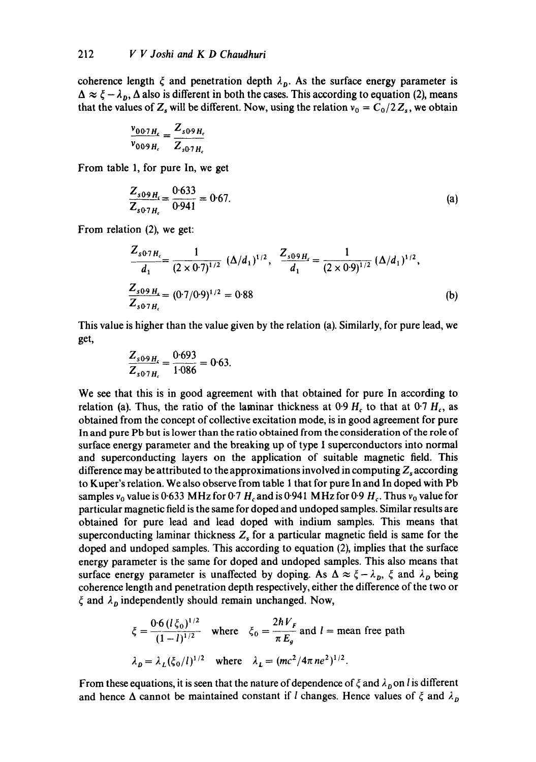coherence length $\xi$ and penetration depth $\lambda_D$. As the surface energy parameter is $\Delta \approx \xi - \lambda_D$, $\Delta$ also is different in both the cases. This according to equation (2), means that the values of $Z_s$ will be different. Now, using the relation $v_0 = C_0/2Z_s$, we obtain

$$\frac{v_{0\,0{\cdot}7H_c}}{v_{0\,0{\cdot}9H_c}} = \frac{Z_{s\,0{\cdot}9H_c}}{Z_{s\,0{\cdot}7H_c}}$$

From table 1, for pure In, we get

$$\frac{Z_{s\,0{\cdot}9H_c}}{Z_{s\,0{\cdot}7H_c}} = \frac{0{\cdot}633}{0{\cdot}941} = 0{\cdot}67. \tag{a}$$

From relation (2), we get:

$$\frac{Z_{s\,0{\cdot}7H_c}}{d_1} = \frac{1}{(2\times 0{\cdot}7)^{1/2}}\,(\Delta/d_1)^{1/2}, \quad \frac{Z_{s\,0{\cdot}9H_c}}{d_1} = \frac{1}{(2\times 0{\cdot}9)^{1/2}}\,(\Delta/d_1)^{1/2},$$

$$\frac{Z_{s\,0{\cdot}9H_c}}{Z_{s\,0{\cdot}7H_c}} = (0{\cdot}7/0{\cdot}9)^{1/2} = 0{\cdot}88 \tag{b}$$

This value is higher than the value given by the relation (a). Similarly, for pure lead, we get,

$$\frac{Z_{s\,0{\cdot}9H_c}}{Z_{s\,0{\cdot}7H_c}} = \frac{0{\cdot}693}{1{\cdot}086} = 0{\cdot}63.$$

We see that this is in good agreement with that obtained for pure In according to relation (a). Thus, the ratio of the laminar thickness at $0{\cdot}9\,H_c$ to that at $0{\cdot}7\,H_c$, as obtained from the concept of collective excitation mode, is in good agreement for pure In and pure Pb but is lower than the ratio obtained from the consideration of the role of surface energy parameter and the breaking up of type I superconductors into normal and superconducting layers on the application of suitable magnetic field. This difference may be attributed to the approximations involved in computing $Z_s$ according to Kuper's relation. We also observe from table 1 that for pure In and In doped with Pb samples $v_0$ value is 0·633 MHz for $0{\cdot}7\,H_c$ and is 0·941 MHz for $0{\cdot}9\,H_c$. Thus $v_0$ value for particular magnetic field is the same for doped and undoped samples. Similar results are obtained for pure lead and lead doped with indium samples. This means that superconducting laminar thickness $Z_s$ for a particular magnetic field is same for the doped and undoped samples. This according to equation (2), implies that the surface energy parameter is the same for doped and undoped samples. This also means that surface energy parameter is unaffected by doping. As $\Delta \approx \xi - \lambda_D$, $\xi$ and $\lambda_D$ being coherence length and penetration depth respectively, either the difference of the two or $\xi$ and $\lambda_D$ independently should remain unchanged. Now,

$$\xi = \frac{0{\cdot}6\,(l\,\xi_0)^{1/2}}{(1-l)^{1/2}} \quad \text{where} \quad \xi_0 = \frac{2\hbar V_F}{\pi E_g} \text{ and } l = \text{mean free path}$$

$$\lambda_D = \lambda_L(\xi_0/l)^{1/2} \quad \text{where} \quad \lambda_L = (mc^2/4\pi ne^2)^{1/2}.$$

From these equations, it is seen that the nature of dependence of $\xi$ and $\lambda_D$ on $l$ is different and hence $\Delta$ cannot be maintained constant if $l$ changes. Hence values of $\xi$ and $\lambda_D$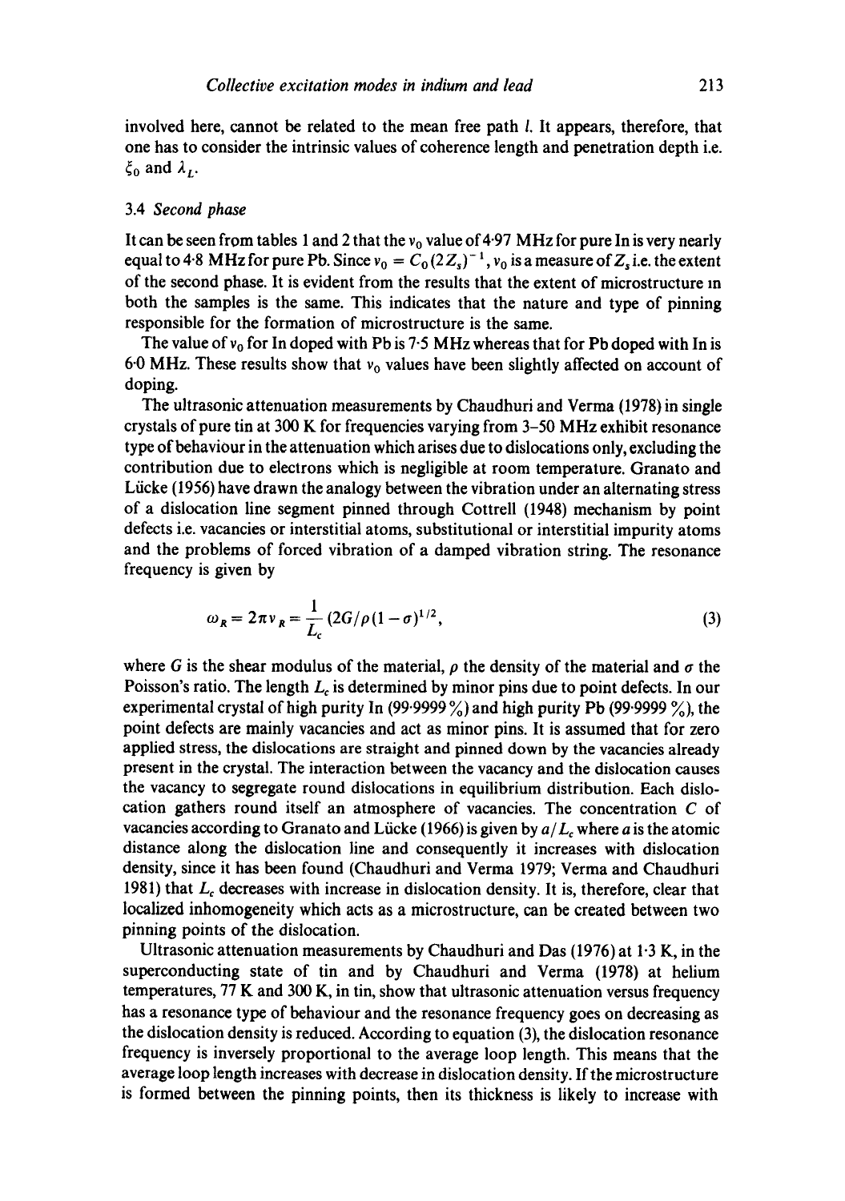involved here, cannot be related to the mean free path $l$. It appears, therefore, that one has to consider the intrinsic values of coherence length and penetration depth i.e. $\xi_0$ and $\lambda_L$.

### 3.4 *Second phase*

It can be seen from tables 1 and 2 that the $\nu_0$ value of 4·97 MHz for pure In is very nearly equal to 4·8 MHz for pure Pb. Since $\nu_0 = C_0(2Z_s)^{-1}$, $\nu_0$ is a measure of $Z_s$ i.e. the extent of the second phase. It is evident from the results that the extent of microstructure in both the samples is the same. This indicates that the nature and type of pinning responsible for the formation of microstructure is the same.

The value of $\nu_0$ for In doped with Pb is 7·5 MHz whereas that for Pb doped with In is 6·0 MHz. These results show that $\nu_0$ values have been slightly affected on account of doping.

The ultrasonic attenuation measurements by Chaudhuri and Verma (1978) in single crystals of pure tin at 300 K for frequencies varying from 3–50 MHz exhibit resonance type of behaviour in the attenuation which arises due to dislocations only, excluding the contribution due to electrons which is negligible at room temperature. Granato and Lücke (1956) have drawn the analogy between the vibration under an alternating stress of a dislocation line segment pinned through Cottrell (1948) mechanism by point defects i.e. vacancies or interstitial atoms, substitutional or interstitial impurity atoms and the problems of forced vibration of a damped vibration string. The resonance frequency is given by

$$\omega_R = 2\pi\nu_R = \frac{1}{L_c}(2G/\rho(1-\sigma)^{1/2}, \tag{3}$$

where $G$ is the shear modulus of the material, $\rho$ the density of the material and $\sigma$ the Poisson's ratio. The length $L_c$ is determined by minor pins due to point defects. In our experimental crystal of high purity In (99·9999 %) and high purity Pb (99·9999 %), the point defects are mainly vacancies and act as minor pins. It is assumed that for zero applied stress, the dislocations are straight and pinned down by the vacancies already present in the crystal. The interaction between the vacancy and the dislocation causes the vacancy to segregate round dislocations in equilibrium distribution. Each dislocation gathers round itself an atmosphere of vacancies. The concentration $C$ of vacancies according to Granato and Lücke (1966) is given by $a/L_c$ where $a$ is the atomic distance along the dislocation line and consequently it increases with dislocation density, since it has been found (Chaudhuri and Verma 1979; Verma and Chaudhuri 1981) that $L_c$ decreases with increase in dislocation density. It is, therefore, clear that localized inhomogeneity which acts as a microstructure, can be created between two pinning points of the dislocation.

Ultrasonic attenuation measurements by Chaudhuri and Das (1976) at 1·3 K, in the superconducting state of tin and by Chaudhuri and Verma (1978) at helium temperatures, 77 K and 300 K, in tin, show that ultrasonic attenuation versus frequency has a resonance type of behaviour and the resonance frequency goes on decreasing as the dislocation density is reduced. According to equation (3), the dislocation resonance frequency is inversely proportional to the average loop length. This means that the average loop length increases with decrease in dislocation density. If the microstructure is formed between the pinning points, then its thickness is likely to increase with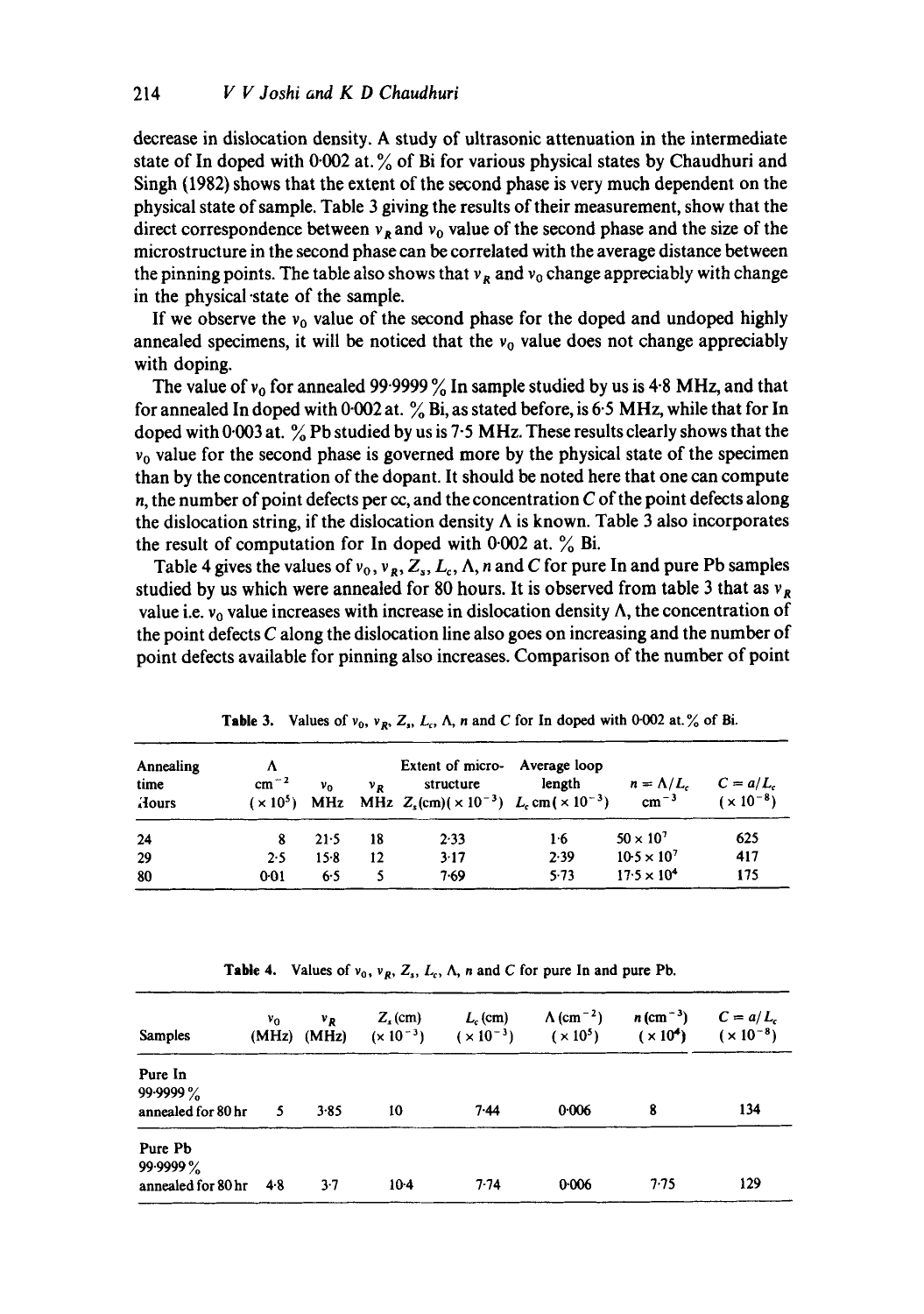decrease in dislocation density. A study of ultrasonic attenuation in the intermediate state of In doped with 0·002 at.% of Bi for various physical states by Chaudhuri and Singh (1982) shows that the extent of the second phase is very much dependent on the physical state of sample. Table 3 giving the results of their measurement, show that the direct correspondence between $\nu_R$ and $\nu_0$ value of the second phase and the size of the microstructure in the second phase can be correlated with the average distance between the pinning points. The table also shows that $\nu_R$ and $\nu_0$ change appreciably with change in the physical state of the sample.

If we observe the $\nu_0$ value of the second phase for the doped and undoped highly annealed specimens, it will be noticed that the $\nu_0$ value does not change appreciably with doping.

The value of $\nu_0$ for annealed 99·9999% In sample studied by us is 4·8 MHz, and that for annealed In doped with 0·002 at. % Bi, as stated before, is 6·5 MHz, while that for In doped with 0·003 at. % Pb studied by us is 7·5 MHz. These results clearly shows that the $\nu_0$ value for the second phase is governed more by the physical state of the specimen than by the concentration of the dopant. It should be noted here that one can compute $n$, the number of point defects per cc, and the concentration $C$ of the point defects along the dislocation string, if the dislocation density $\Lambda$ is known. Table 3 also incorporates the result of computation for In doped with 0·002 at. % Bi.

Table 4 gives the values of $\nu_0$, $\nu_R$, $Z_s$, $L_c$, $\Lambda$, $n$ and $C$ for pure In and pure Pb samples studied by us which were annealed for 80 hours. It is observed from table 3 that as $\nu_R$ value i.e. $\nu_0$ value increases with increase in dislocation density $\Lambda$, the concentration of the point defects $C$ along the dislocation line also goes on increasing and the number of point defects available for pinning also increases. Comparison of the number of point

**Table 3.** Values of $\nu_0$, $\nu_R$, $Z_s$, $L_c$, $\Lambda$, $n$ and $C$ for In doped with 0·002 at.% of Bi.

| Annealing time Hours | $\Lambda$ $cm^{-2}$ ($\times 10^5$) | $\nu_0$ MHz | $\nu_R$ MHz | Extent of micro-structure $Z_s$(cm)($\times 10^{-3}$) | Average loop length $L_c$ cm($\times 10^{-3}$) | $n = \Lambda/L_c$ $cm^{-3}$ | $C = a/L_c$ ($\times 10^{-8}$) |
|---|---|---|---|---|---|---|---|
| 24 | 8 | 21·5 | 18 | 2·33 | 1·6 | $50 \times 10^7$ | 625 |
| 29 | 2·5 | 15·8 | 12 | 3·17 | 2·39 | $10{\cdot}5 \times 10^7$ | 417 |
| 80 | 0·01 | 6·5 | 5 | 7·69 | 5·73 | $17{\cdot}5 \times 10^4$ | 175 |

**Table 4.** Values of $\nu_0$, $\nu_R$, $Z_s$, $L_c$, $\Lambda$, $n$ and $C$ for pure In and pure Pb.

| Samples | $\nu_0$ (MHz) | $\nu_R$ (MHz) | $Z_s$ (cm) ($\times 10^{-3}$) | $L_c$ (cm) ($\times 10^{-3}$) | $\Lambda$ ($cm^{-2}$) ($\times 10^5$) | $n$ ($cm^{-3}$) ($\times 10^4$) | $C = a/L_c$ ($\times 10^{-8}$) |
|---|---|---|---|---|---|---|---|
| Pure In 99·9999% annealed for 80 hr | 5 | 3·85 | 10 | 7·44 | 0·006 | 8 | 134 |
| Pure Pb 99·9999% annealed for 80 hr | 4·8 | 3·7 | 10·4 | 7·74 | 0·006 | 7·75 | 129 |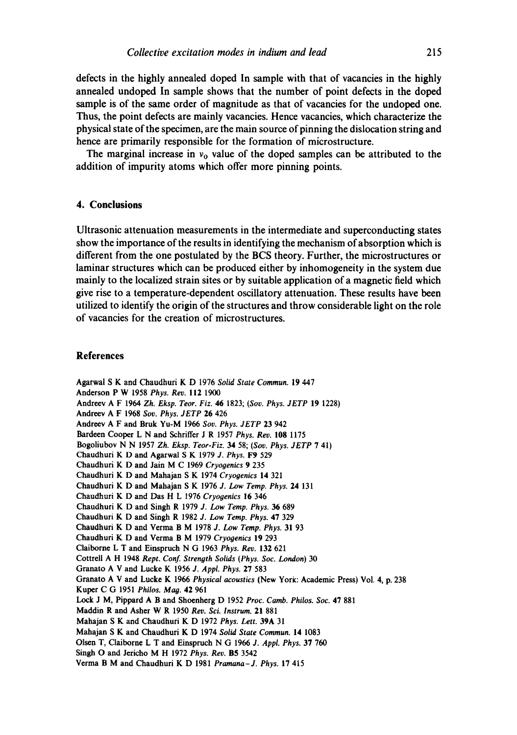defects in the highly annealed doped In sample with that of vacancies in the highly annealed undoped In sample shows that the number of point defects in the doped sample is of the same order of magnitude as that of vacancies for the undoped one. Thus, the point defects are mainly vacancies. Hence vacancies, which characterize the physical state of the specimen, are the main source of pinning the dislocation string and hence are primarily responsible for the formation of microstructure.

The marginal increase in $v_0$ value of the doped samples can be attributed to the addition of impurity atoms which offer more pinning points.

## 4. Conclusions

Ultrasonic attenuation measurements in the intermediate and superconducting states show the importance of the results in identifying the mechanism of absorption which is different from the one postulated by the BCS theory. Further, the microstructures or laminar structures which can be produced either by inhomogeneity in the system due mainly to the localized strain sites or by suitable application of a magnetic field which give rise to a temperature-dependent oscillatory attenuation. These results have been utilized to identify the origin of the structures and throw considerable light on the role of vacancies for the creation of microstructures.

## References

Agarwal S K and Chaudhuri K D 1976 *Solid State Commun.* **19** 447
Anderson P W 1958 *Phys. Rev.* **112** 1900
Andreev A F 1964 *Zh. Eksp. Teor. Fiz.* **46** 1823; (*Sov. Phys. JETP* **19** 1228)
Andreev A F 1968 *Sov. Phys. JETP* **26** 426
Andreev A F and Bruk Yu-M 1966 *Sov. Phys. JETP* **23** 942
Bardeen Cooper L N and Schriffer J R 1957 *Phys. Rev.* **108** 1175
Bogoliubov N N 1957 *Zh. Eksp. Teor-Fiz.* **34** 58; (*Sov. Phys. JETP* **7** 41)
Chaudhuri K D and Agarwal S K 1979 *J. Phys.* **F9** 529
Chaudhuri K D and Jain M C 1969 *Cryogenics* **9** 235
Chaudhuri K D and Mahajan S K 1974 *Cryogenics* **14** 321
Chaudhuri K D and Mahajan S K 1976 *J. Low Temp. Phys.* **24** 131
Chaudhuri K D and Das H L 1976 *Cryogenics* **16** 346
Chaudhuri K D and Singh R 1979 *J. Low Temp. Phys.* **36** 689
Chaudhuri K D and Singh R 1982 *J. Low Temp. Phys.* **47** 329
Chaudhuri K D and Verma B M 1978 *J. Low Temp. Phys.* **31** 93
Chaudhuri K D and Verma B M 1979 *Cryogenics* **19** 293
Claiborne L T and Einspruch N G 1963 *Phys. Rev.* **132** 621
Cottrell A H 1948 *Rept. Conf. Strength Solids* (*Phys. Soc. London*) 30
Granato A V and Lucke K 1956 *J. Appl. Phys.* **27** 583
Granato A V and Lucke K 1966 *Physical acoustics* (New York: Academic Press) Vol. 4, p. 238
Kuper C G 1951 *Philos. Mag.* **42** 961
Lock J M, Pippard A B and Shoenherg D 1952 *Proc. Camb. Philos. Soc.* **47** 881
Maddin R and Asher W R 1950 *Rev. Sci. Instrum.* **21** 881
Mahajan S K and Chaudhuri K D 1972 *Phys. Lett.* **39A** 31
Mahajan S K and Chaudhuri K D 1974 *Solid State Commun.* **14** 1083
Olsen T, Claiborne L T and Einspruch N G 1966 *J. Appl. Phys.* **37** 760
Singh O and Jericho M H 1972 *Phys. Rev.* **B5** 3542
Verma B M and Chaudhuri K D 1981 *Pramana–J. Phys.* **17** 415